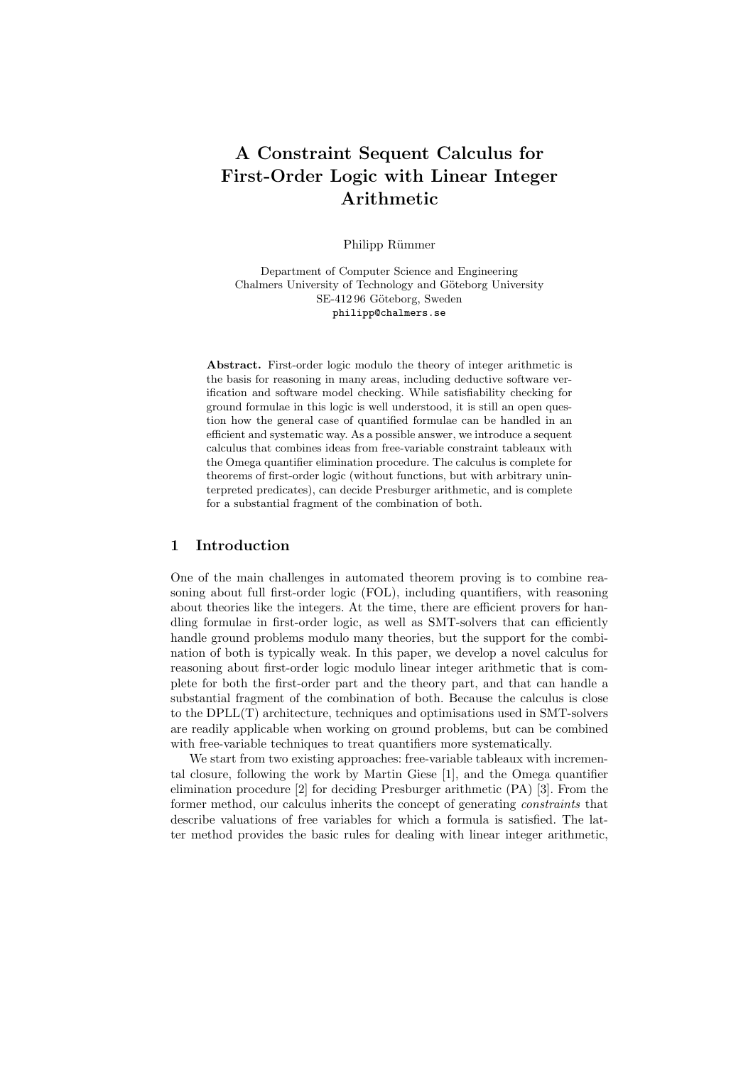# A Constraint Sequent Calculus for First-Order Logic with Linear Integer Arithmetic

Philipp Rümmer

Department of Computer Science and Engineering
Chalmers University of Technology and Göteborg University
SE-412 96 Göteborg, Sweden
philipp@chalmers.se

**Abstract.** First-order logic modulo the theory of integer arithmetic is the basis for reasoning in many areas, including deductive software verification and software model checking. While satisfiability checking for ground formulae in this logic is well understood, it is still an open question how the general case of quantified formulae can be handled in an efficient and systematic way. As a possible answer, we introduce a sequent calculus that combines ideas from free-variable constraint tableaux with the Omega quantifier elimination procedure. The calculus is complete for theorems of first-order logic (without functions, but with arbitrary uninterpreted predicates), can decide Presburger arithmetic, and is complete for a substantial fragment of the combination of both.

## 1 Introduction

One of the main challenges in automated theorem proving is to combine reasoning about full first-order logic (FOL), including quantifiers, with reasoning about theories like the integers. At the time, there are efficient provers for handling formulae in first-order logic, as well as SMT-solvers that can efficiently handle ground problems modulo many theories, but the support for the combination of both is typically weak. In this paper, we develop a novel calculus for reasoning about first-order logic modulo linear integer arithmetic that is complete for both the first-order part and the theory part, and that can handle a substantial fragment of the combination of both. Because the calculus is close to the DPLL(T) architecture, techniques and optimisations used in SMT-solvers are readily applicable when working on ground problems, but can be combined with free-variable techniques to treat quantifiers more systematically.

We start from two existing approaches: free-variable tableaux with incremental closure, following the work by Martin Giese [1], and the Omega quantifier elimination procedure [2] for deciding Presburger arithmetic (PA) [3]. From the former method, our calculus inherits the concept of generating *constraints* that describe valuations of free variables for which a formula is satisfied. The latter method provides the basic rules for dealing with linear integer arithmetic,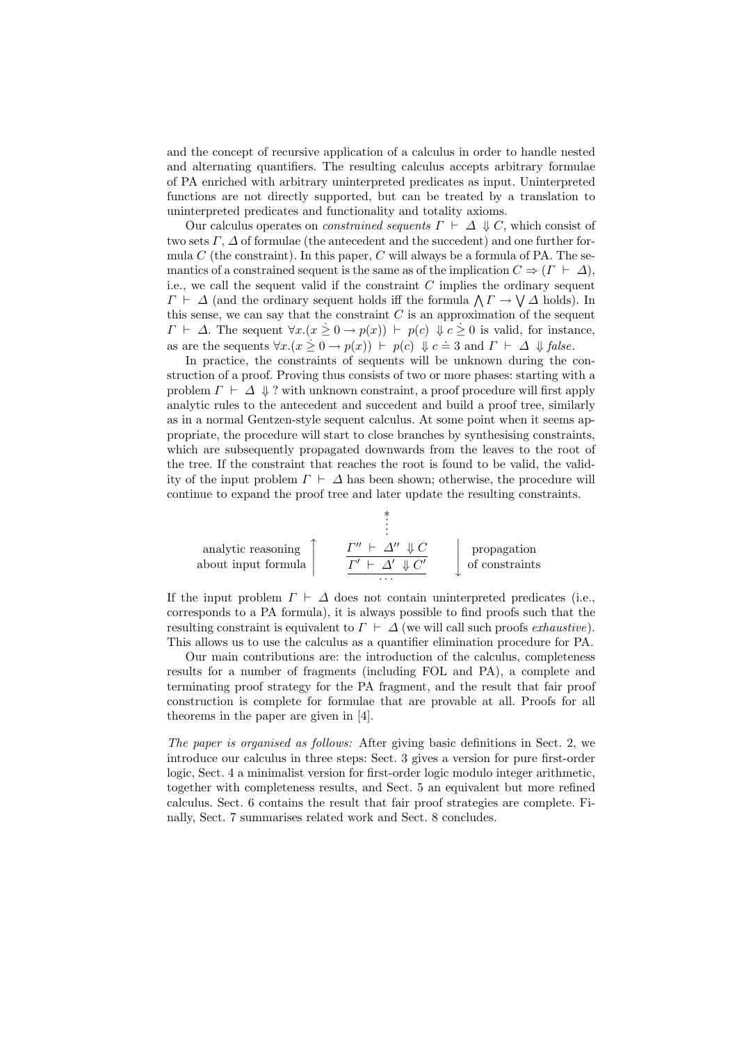and the concept of recursive application of a calculus in order to handle nested and alternating quantifiers. The resulting calculus accepts arbitrary formulae of PA enriched with arbitrary uninterpreted predicates as input. Uninterpreted functions are not directly supported, but can be treated by a translation to uninterpreted predicates and functionality and totality axioms.

Our calculus operates on *constrained sequents* $\Gamma \vdash \Delta \Downarrow C$, which consist of two sets $\Gamma$, $\Delta$ of formulae (the antecedent and the succedent) and one further formula $C$ (the constraint). In this paper, $C$ will always be a formula of PA. The semantics of a constrained sequent is the same as of the implication $C \Rightarrow (\Gamma \vdash \Delta)$, i.e., we call the sequent valid if the constraint $C$ implies the ordinary sequent $\Gamma \vdash \Delta$ (and the ordinary sequent holds iff the formula $\bigwedge \Gamma \rightarrow \bigvee \Delta$ holds). In this sense, we can say that the constraint $C$ is an approximation of the sequent $\Gamma \vdash \Delta$. The sequent $\forall x.(x \dot{\geq} 0 \rightarrow p(x)) \vdash p(c) \Downarrow c \dot{\geq} 0$ is valid, for instance, as are the sequents $\forall x.(x \dot{\geq} 0 \rightarrow p(x)) \vdash p(c) \Downarrow c \doteq 3$ and $\Gamma \vdash \Delta \Downarrow \mathit{false}$.

In practice, the constraints of sequents will be unknown during the construction of a proof. Proving thus consists of two or more phases: starting with a problem $\Gamma \vdash \Delta \Downarrow ?$ with unknown constraint, a proof procedure will first apply analytic rules to the antecedent and succedent and build a proof tree, similarly as in a normal Gentzen-style sequent calculus. At some point when it seems appropriate, the procedure will start to close branches by synthesising constraints, which are subsequently propagated downwards from the leaves to the root of the tree. If the constraint that reaches the root is found to be valid, the validity of the input problem $\Gamma \vdash \Delta$ has been shown; otherwise, the procedure will continue to expand the proof tree and later update the resulting constraints.

$$
\text{analytic reasoning about input formula} \uparrow \qquad \dfrac{\dfrac{\vdots^{*}}{\Gamma'' \vdash \Delta'' \Downarrow C}}{\dfrac{\Gamma' \vdash \Delta' \Downarrow C'}{\cdots}} \qquad \downarrow \text{propagation of constraints}
$$

If the input problem $\Gamma \vdash \Delta$ does not contain uninterpreted predicates (i.e., corresponds to a PA formula), it is always possible to find proofs such that the resulting constraint is equivalent to $\Gamma \vdash \Delta$ (we will call such proofs *exhaustive*). This allows us to use the calculus as a quantifier elimination procedure for PA.

Our main contributions are: the introduction of the calculus, completeness results for a number of fragments (including FOL and PA), a complete and terminating proof strategy for the PA fragment, and the result that fair proof construction is complete for formulae that are provable at all. Proofs for all theorems in the paper are given in [4].

*The paper is organised as follows:* After giving basic definitions in Sect. 2, we introduce our calculus in three steps: Sect. 3 gives a version for pure first-order logic, Sect. 4 a minimalist version for first-order logic modulo integer arithmetic, together with completeness results, and Sect. 5 an equivalent but more refined calculus. Sect. 6 contains the result that fair proof strategies are complete. Finally, Sect. 7 summarises related work and Sect. 8 concludes.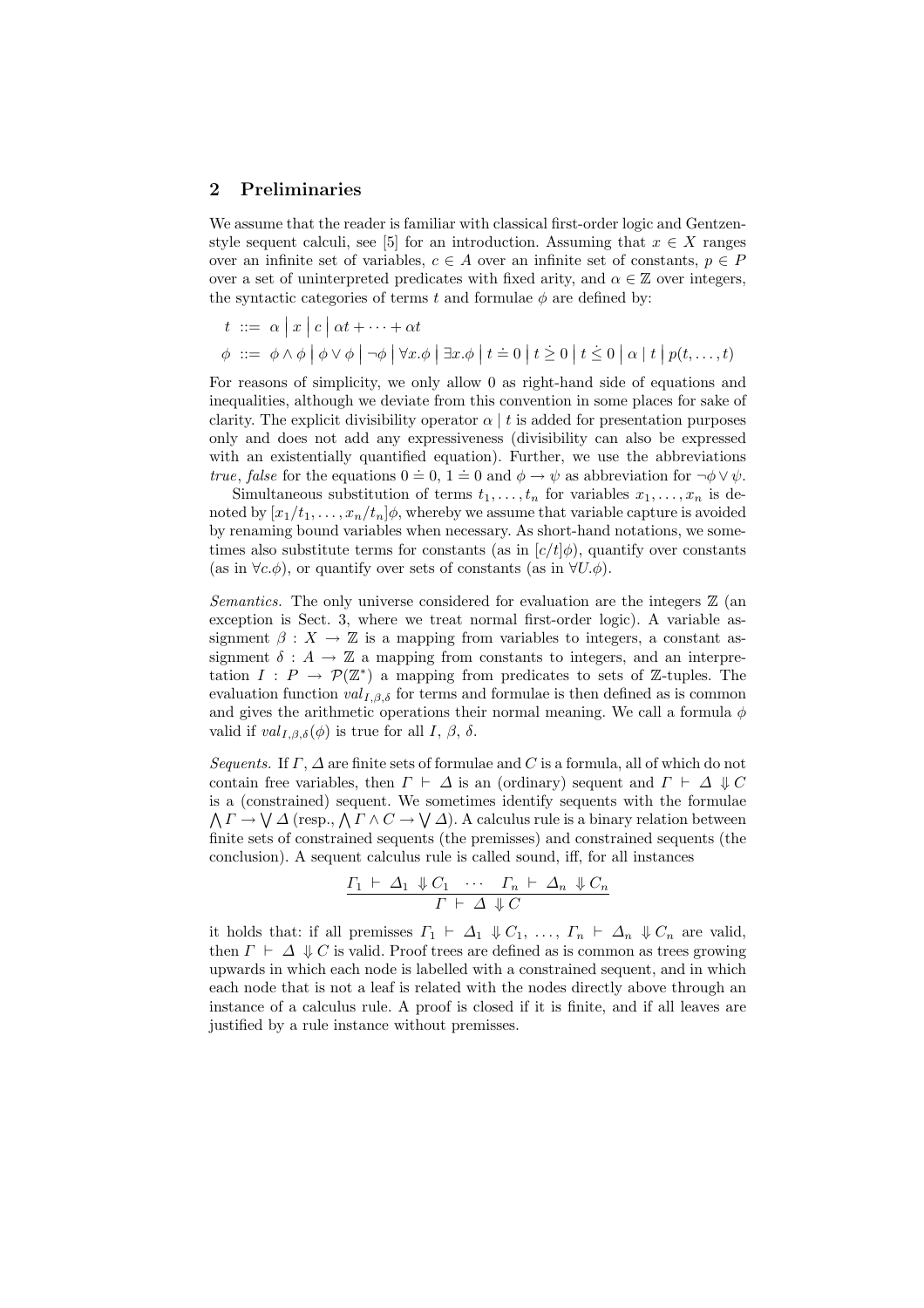## 2 Preliminaries

We assume that the reader is familiar with classical first-order logic and Gentzen-style sequent calculi, see [5] for an introduction. Assuming that $x \in X$ ranges over an infinite set of variables, $c \in A$ over an infinite set of constants, $p \in P$ over a set of uninterpreted predicates with fixed arity, and $\alpha \in \mathbb{Z}$ over integers, the syntactic categories of terms $t$ and formulae $\phi$ are defined by:

$$t \ ::= \ \alpha \ \big| \ x \ \big| \ c \ \big| \ \alpha t + \cdots + \alpha t$$

$$\phi \ ::= \ \phi \wedge \phi \ \big| \ \phi \vee \phi \ \big| \ \neg \phi \ \big| \ \forall x. \phi \ \big| \ \exists x. \phi \ \big| \ t \doteq 0 \ \big| \ t \mathrel{\dot{\geq}} 0 \ \big| \ t \mathrel{\dot{\leq}} 0 \ \big| \ \alpha \mid t \ \big| \ p(t, \ldots, t)$$

For reasons of simplicity, we only allow 0 as right-hand side of equations and inequalities, although we deviate from this convention in some places for sake of clarity. The explicit divisibility operator $\alpha \mid t$ is added for presentation purposes only and does not add any expressiveness (divisibility can also be expressed with an existentially quantified equation). Further, we use the abbreviations *true*, *false* for the equations $0 \doteq 0$, $1 \doteq 0$ and $\phi \rightarrow \psi$ as abbreviation for $\neg \phi \vee \psi$.

Simultaneous substitution of terms $t_1, \ldots, t_n$ for variables $x_1, \ldots, x_n$ is denoted by $[x_1/t_1, \ldots, x_n/t_n]\phi$, whereby we assume that variable capture is avoided by renaming bound variables when necessary. As short-hand notations, we sometimes also substitute terms for constants (as in $[c/t]\phi$), quantify over constants (as in $\forall c. \phi$), or quantify over sets of constants (as in $\forall U. \phi$).

*Semantics.* The only universe considered for evaluation are the integers $\mathbb{Z}$ (an exception is Sect. 3, where we treat normal first-order logic). A variable assignment $\beta : X \rightarrow \mathbb{Z}$ is a mapping from variables to integers, a constant assignment $\delta : A \rightarrow \mathbb{Z}$ a mapping from constants to integers, and an interpretation $I : P \rightarrow \mathcal{P}(\mathbb{Z}^*)$ a mapping from predicates to sets of $\mathbb{Z}$-tuples. The evaluation function $val_{I,\beta,\delta}$ for terms and formulae is then defined as is common and gives the arithmetic operations their normal meaning. We call a formula $\phi$ valid if $val_{I,\beta,\delta}(\phi)$ is true for all $I$, $\beta$, $\delta$.

*Sequents.* If $\Gamma$, $\Delta$ are finite sets of formulae and $C$ is a formula, all of which do not contain free variables, then $\Gamma \vdash \Delta$ is an (ordinary) sequent and $\Gamma \vdash \Delta \Downarrow C$ is a (constrained) sequent. We sometimes identify sequents with the formulae $\bigwedge \Gamma \rightarrow \bigvee \Delta$ (resp., $\bigwedge \Gamma \wedge C \rightarrow \bigvee \Delta$). A calculus rule is a binary relation between finite sets of constrained sequents (the premisses) and constrained sequents (the conclusion). A sequent calculus rule is called sound, iff, for all instances

$$\frac{\Gamma_1 \vdash \Delta_1 \Downarrow C_1 \quad \cdots \quad \Gamma_n \vdash \Delta_n \Downarrow C_n}{\Gamma \vdash \Delta \Downarrow C}$$

it holds that: if all premisses $\Gamma_1 \vdash \Delta_1 \Downarrow C_1, \ldots, \Gamma_n \vdash \Delta_n \Downarrow C_n$ are valid, then $\Gamma \vdash \Delta \Downarrow C$ is valid. Proof trees are defined as is common as trees growing upwards in which each node is labelled with a constrained sequent, and in which each node that is not a leaf is related with the nodes directly above through an instance of a calculus rule. A proof is closed if it is finite, and if all leaves are justified by a rule instance without premisses.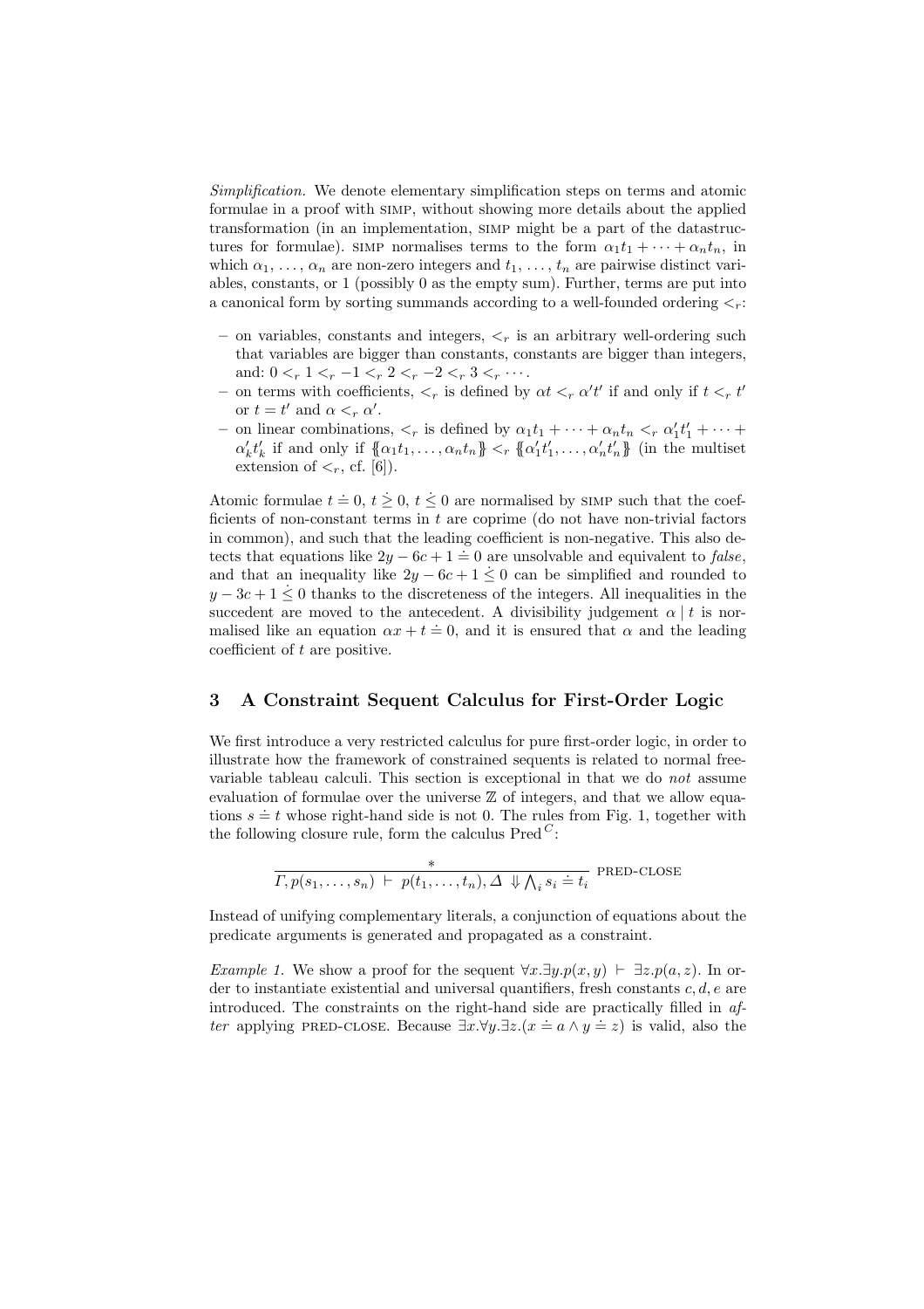*Simplification.* We denote elementary simplification steps on terms and atomic formulae in a proof with SIMP, without showing more details about the applied transformation (in an implementation, SIMP might be a part of the datastructures for formulae). SIMP normalises terms to the form $\alpha_1 t_1 + \cdots + \alpha_n t_n$, in which $\alpha_1, \ldots, \alpha_n$ are non-zero integers and $t_1, \ldots, t_n$ are pairwise distinct variables, constants, or 1 (possibly 0 as the empty sum). Further, terms are put into a canonical form by sorting summands according to a well-founded ordering $<_r$:

- on variables, constants and integers, $<_r$ is an arbitrary well-ordering such that variables are bigger than constants, constants are bigger than integers, and: $0 <_r 1 <_r -1 <_r 2 <_r -2 <_r 3 <_r \cdots$.
- on terms with coefficients, $<_r$ is defined by $\alpha t <_r \alpha' t'$ if and only if $t <_r t'$ or $t = t'$ and $\alpha <_r \alpha'$.
- on linear combinations, $<_r$ is defined by $\alpha_1 t_1 + \cdots + \alpha_n t_n <_r \alpha'_1 t'_1 + \cdots + \alpha'_k t'_k$ if and only if $\{\!\{\alpha_1 t_1, \ldots, \alpha_n t_n\}\!\} <_r \{\!\{\alpha'_1 t'_1, \ldots, \alpha'_n t'_n\}\!\}$ (in the multiset extension of $<_r$, cf. [6]).

Atomic formulae $t \doteq 0$, $t \mathrel{\dot{\geq}} 0$, $t \mathrel{\dot{\leq}} 0$ are normalised by SIMP such that the coefficients of non-constant terms in $t$ are coprime (do not have non-trivial factors in common), and such that the leading coefficient is non-negative. This also detects that equations like $2y - 6c + 1 \doteq 0$ are unsolvable and equivalent to *false*, and that an inequality like $2y - 6c + 1 \mathrel{\dot{\leq}} 0$ can be simplified and rounded to $y - 3c + 1 \mathrel{\dot{\leq}} 0$ thanks to the discreteness of the integers. All inequalities in the succedent are moved to the antecedent. A divisibility judgement $\alpha \mid t$ is normalised like an equation $\alpha x + t \doteq 0$, and it is ensured that $\alpha$ and the leading coefficient of $t$ are positive.

## 3 A Constraint Sequent Calculus for First-Order Logic

We first introduce a very restricted calculus for pure first-order logic, in order to illustrate how the framework of constrained sequents is related to normal free-variable tableau calculi. This section is exceptional in that we do *not* assume evaluation of formulae over the universe $\mathbb{Z}$ of integers, and that we allow equations $s \doteq t$ whose right-hand side is not 0. The rules from Fig. 1, together with the following closure rule, form the calculus $\mathrm{Pred}^C$:

$$\frac{*}{\Gamma, p(s_1, \ldots, s_n) \ \vdash\ p(t_1, \ldots, t_n), \Delta \ \Downarrow \bigwedge_i s_i \doteq t_i} \ \textsc{pred-close}$$

Instead of unifying complementary literals, a conjunction of equations about the predicate arguments is generated and propagated as a constraint.

*Example 1.* We show a proof for the sequent $\forall x.\exists y.p(x, y) \ \vdash\ \exists z.p(a, z)$. In order to instantiate existential and universal quantifiers, fresh constants $c, d, e$ are introduced. The constraints on the right-hand side are practically filled in *after* applying PRED-CLOSE. Because $\exists x.\forall y.\exists z.(x \doteq a \wedge y \doteq z)$ is valid, also the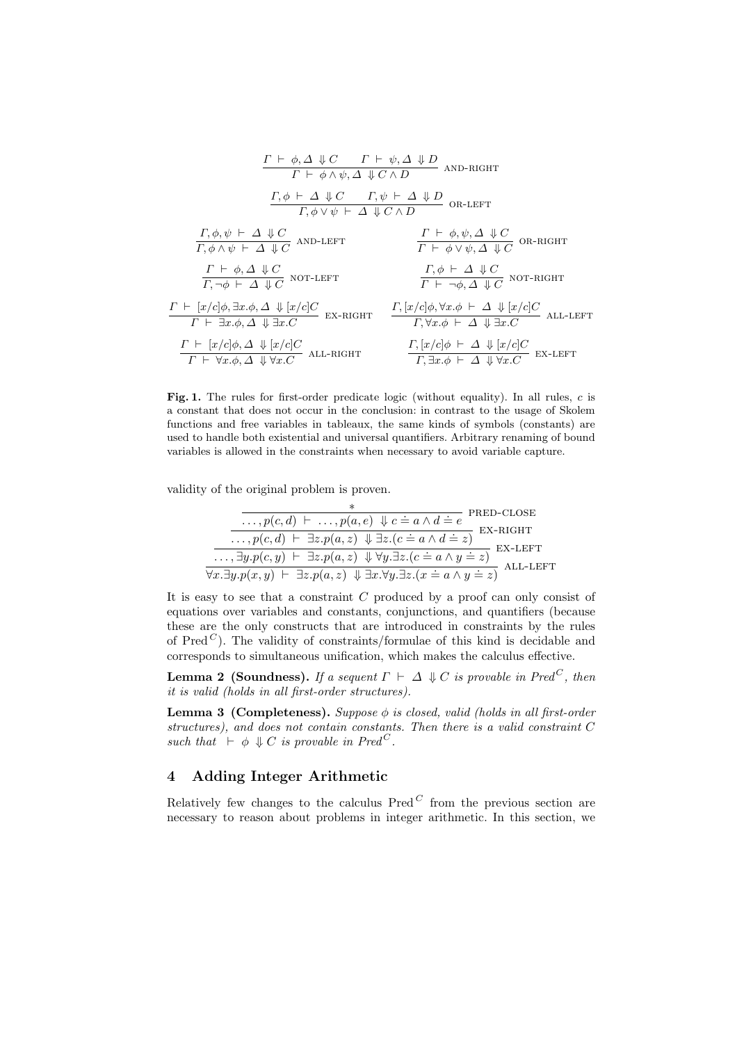$$\frac{\Gamma \vdash \phi, \Delta \Downarrow C \qquad \Gamma \vdash \psi, \Delta \Downarrow D}{\Gamma \vdash \phi \wedge \psi, \Delta \Downarrow C \wedge D} \text{ AND-RIGHT}$$

$$\frac{\Gamma, \phi \vdash \Delta \Downarrow C \qquad \Gamma, \psi \vdash \Delta \Downarrow D}{\Gamma, \phi \vee \psi \vdash \Delta \Downarrow C \wedge D} \text{ OR-LEFT}$$

$$\frac{\Gamma, \phi, \psi \vdash \Delta \Downarrow C}{\Gamma, \phi \wedge \psi \vdash \Delta \Downarrow C} \text{ AND-LEFT} \qquad \frac{\Gamma \vdash \phi, \psi, \Delta \Downarrow C}{\Gamma \vdash \phi \vee \psi, \Delta \Downarrow C} \text{ OR-RIGHT}$$

$$\frac{\Gamma \vdash \phi, \Delta \Downarrow C}{\Gamma, \neg\phi \vdash \Delta \Downarrow C} \text{ NOT-LEFT} \qquad \frac{\Gamma, \phi \vdash \Delta \Downarrow C}{\Gamma \vdash \neg\phi, \Delta \Downarrow C} \text{ NOT-RIGHT}$$

$$\frac{\Gamma \vdash [x/c]\phi, \exists x.\phi, \Delta \Downarrow [x/c]C}{\Gamma \vdash \exists x.\phi, \Delta \Downarrow \exists x.C} \text{ EX-RIGHT} \qquad \frac{\Gamma, [x/c]\phi, \forall x.\phi \vdash \Delta \Downarrow [x/c]C}{\Gamma, \forall x.\phi \vdash \Delta \Downarrow \exists x.C} \text{ ALL-LEFT}$$

$$\frac{\Gamma \vdash [x/c]\phi, \Delta \Downarrow [x/c]C}{\Gamma \vdash \forall x.\phi, \Delta \Downarrow \forall x.C} \text{ ALL-RIGHT} \qquad \frac{\Gamma, [x/c]\phi \vdash \Delta \Downarrow [x/c]C}{\Gamma, \exists x.\phi \vdash \Delta \Downarrow \forall x.C} \text{ EX-LEFT}$$

**Fig. 1.** The rules for first-order predicate logic (without equality). In all rules, $c$ is a constant that does not occur in the conclusion: in contrast to the usage of Skolem functions and free variables in tableaux, the same kinds of symbols (constants) are used to handle both existential and universal quantifiers. Arbitrary renaming of bound variables is allowed in the constraints when necessary to avoid variable capture.

validity of the original problem is proven.

$$\cfrac{\cfrac{\cfrac{\cfrac{*}{\ldots, p(c,d) \vdash \ldots, p(a,e) \Downarrow c \doteq a \wedge d \doteq e} \text{ PRED-CLOSE}}{\ldots, p(c,d) \vdash \exists z.p(a,z) \Downarrow \exists z.(c \doteq a \wedge d \doteq z)} \text{ EX-RIGHT}}{\ldots, \exists y.p(c,y) \vdash \exists z.p(a,z) \Downarrow \forall y.\exists z.(c \doteq a \wedge y \doteq z)} \text{ EX-LEFT}}{\forall x.\exists y.p(x,y) \vdash \exists z.p(a,z) \Downarrow \exists x.\forall y.\exists z.(x \doteq a \wedge y \doteq z)} \text{ ALL-LEFT}$$

It is easy to see that a constraint $C$ produced by a proof can only consist of equations over variables and constants, conjunctions, and quantifiers (because these are the only constructs that are introduced in constraints by the rules of $\text{Pred}^C$). The validity of constraints/formulae of this kind is decidable and corresponds to simultaneous unification, which makes the calculus effective.

**Lemma 2 (Soundness).** *If a sequent $\Gamma \vdash \Delta \Downarrow C$ is provable in $\text{Pred}^C$, then it is valid (holds in all first-order structures).*

**Lemma 3 (Completeness).** *Suppose $\phi$ is closed, valid (holds in all first-order structures), and does not contain constants. Then there is a valid constraint $C$ such that $\vdash \phi \Downarrow C$ is provable in $\text{Pred}^C$.*

## 4 Adding Integer Arithmetic

Relatively few changes to the calculus $\text{Pred}^C$ from the previous section are necessary to reason about problems in integer arithmetic. In this section, we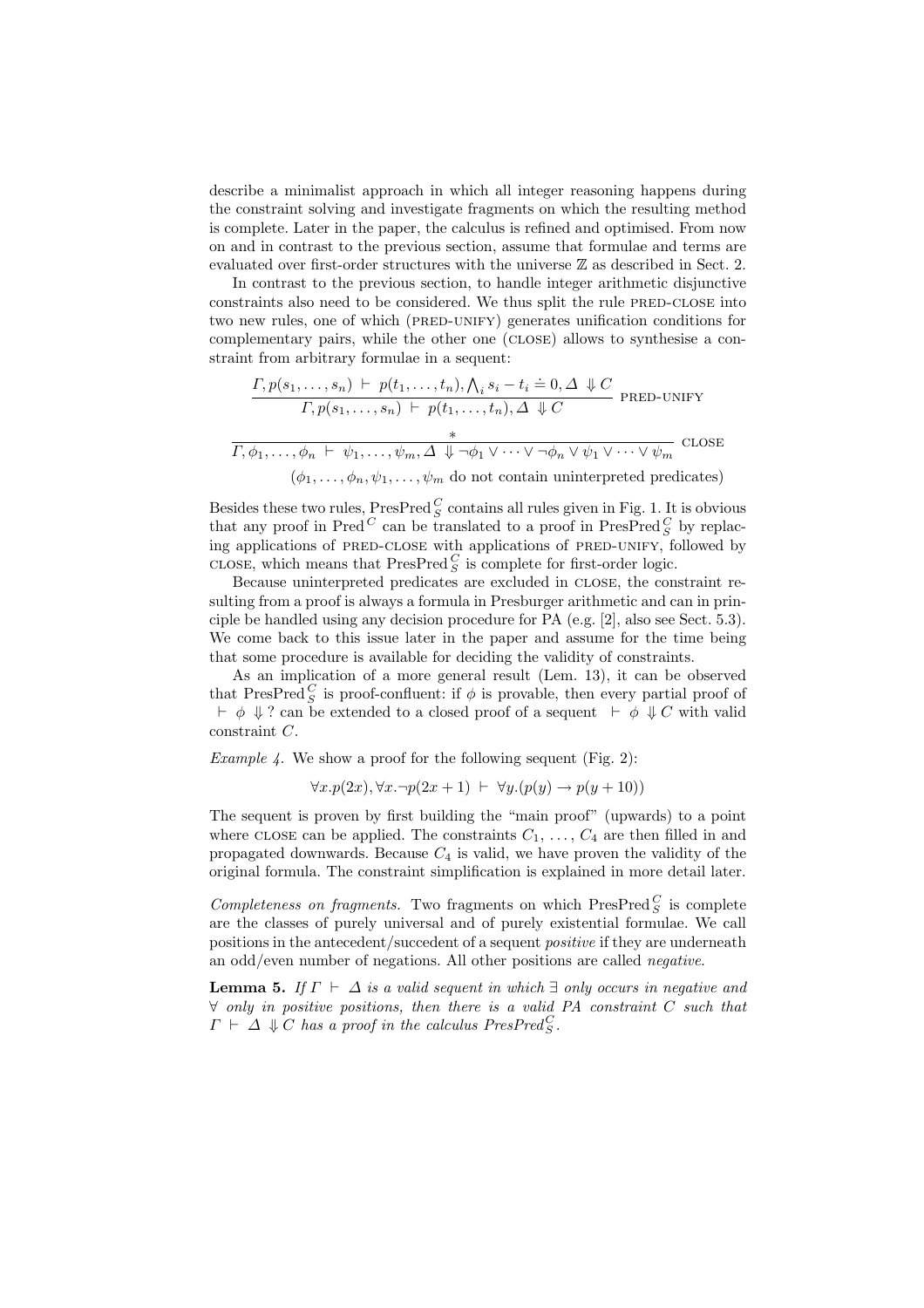describe a minimalist approach in which all integer reasoning happens during the constraint solving and investigate fragments on which the resulting method is complete. Later in the paper, the calculus is refined and optimised. From now on and in contrast to the previous section, assume that formulae and terms are evaluated over first-order structures with the universe $\mathbb{Z}$ as described in Sect. 2.

In contrast to the previous section, to handle integer arithmetic disjunctive constraints also need to be considered. We thus split the rule PRED-CLOSE into two new rules, one of which (PRED-UNIFY) generates unification conditions for complementary pairs, while the other one (CLOSE) allows to synthesise a constraint from arbitrary formulae in a sequent:

$$\frac{\Gamma, p(s_1,\ldots,s_n) \;\vdash\; p(t_1,\ldots,t_n), \bigwedge_i s_i - t_i \doteq 0, \Delta \;\Downarrow C}{\Gamma, p(s_1,\ldots,s_n) \;\vdash\; p(t_1,\ldots,t_n), \Delta \;\Downarrow C} \text{ PRED-UNIFY}$$

$$\frac{*}{\Gamma, \phi_1,\ldots,\phi_n \;\vdash\; \psi_1,\ldots,\psi_m, \Delta \;\Downarrow \neg\phi_1 \vee \cdots \vee \neg\phi_n \vee \psi_1 \vee \cdots \vee \psi_m} \text{ CLOSE}$$

($\phi_1,\ldots,\phi_n,\psi_1,\ldots,\psi_m$ do not contain uninterpreted predicates)

Besides these two rules, $\text{PresPred}_S^C$ contains all rules given in Fig. 1. It is obvious that any proof in $\text{Pred}^C$ can be translated to a proof in $\text{PresPred}_S^C$ by replacing applications of PRED-CLOSE with applications of PRED-UNIFY, followed by CLOSE, which means that $\text{PresPred}_S^C$ is complete for first-order logic.

Because uninterpreted predicates are excluded in CLOSE, the constraint resulting from a proof is always a formula in Presburger arithmetic and can in principle be handled using any decision procedure for PA (e.g. [2], also see Sect. 5.3). We come back to this issue later in the paper and assume for the time being that some procedure is available for deciding the validity of constraints.

As an implication of a more general result (Lem. 13), it can be observed that $\text{PresPred}_S^C$ is proof-confluent: if $\phi$ is provable, then every partial proof of $\vdash \phi \Downarrow ?$ can be extended to a closed proof of a sequent $\vdash \phi \Downarrow C$ with valid constraint $C$.

*Example 4.* We show a proof for the following sequent (Fig. 2):

$$\forall x.p(2x), \forall x.\neg p(2x+1) \;\vdash\; \forall y.(p(y) \rightarrow p(y+10))$$

The sequent is proven by first building the "main proof" (upwards) to a point where CLOSE can be applied. The constraints $C_1, \ldots, C_4$ are then filled in and propagated downwards. Because $C_4$ is valid, we have proven the validity of the original formula. The constraint simplification is explained in more detail later.

*Completeness on fragments.* Two fragments on which $\text{PresPred}_S^C$ is complete are the classes of purely universal and of purely existential formulae. We call positions in the antecedent/succedent of a sequent *positive* if they are underneath an odd/even number of negations. All other positions are called *negative*.

**Lemma 5.** *If $\Gamma \vdash \Delta$ is a valid sequent in which $\exists$ only occurs in negative and $\forall$ only in positive positions, then there is a valid PA constraint $C$ such that $\Gamma \vdash \Delta \Downarrow C$ has a proof in the calculus $\text{PresPred}_S^C$.*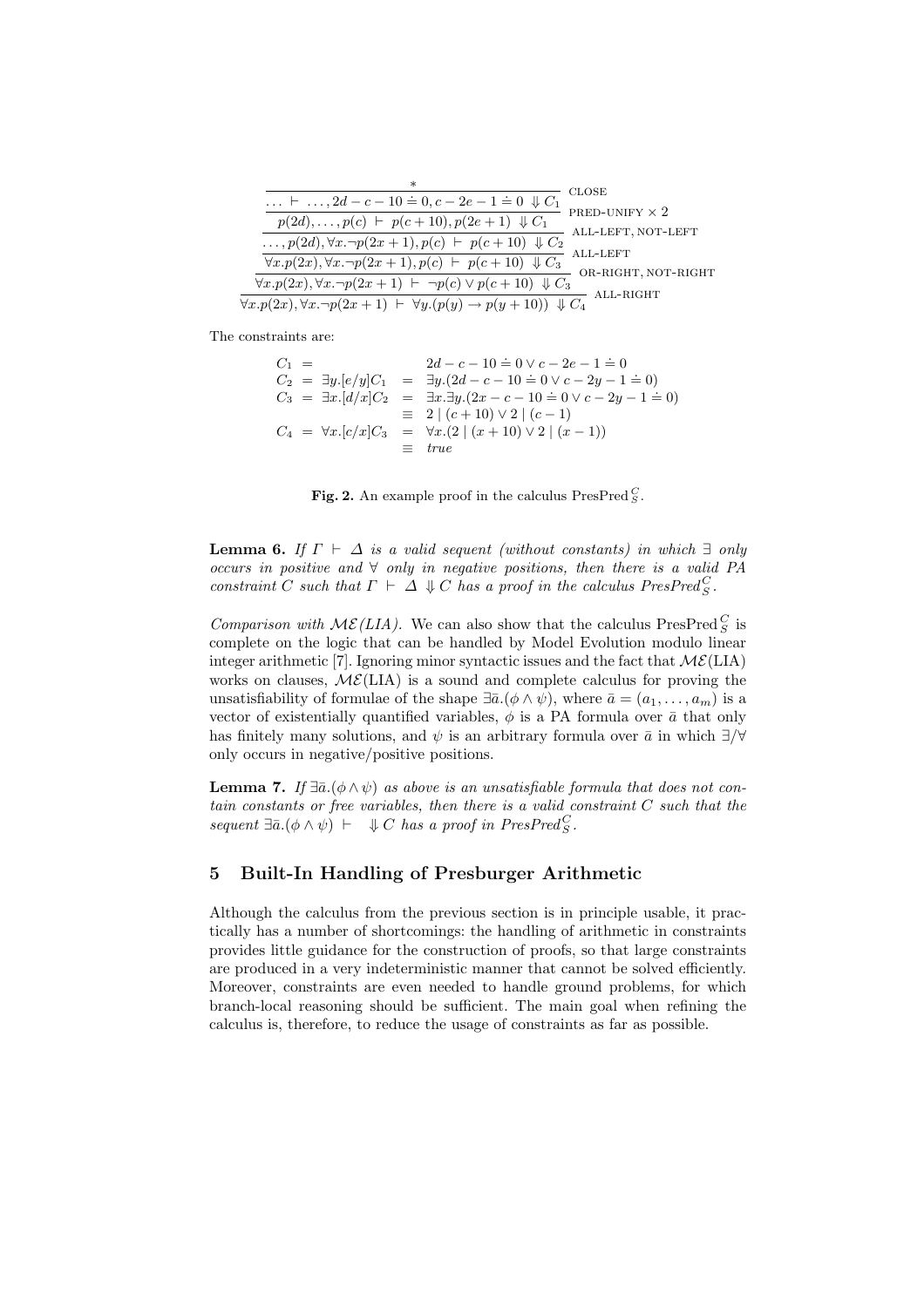$$
\dfrac{\dfrac{\dfrac{\dfrac{\dfrac{\dfrac{*}{\ldots \vdash \ldots, 2d - c - 10 \doteq 0, c - 2e - 1 \doteq 0 \ \Downarrow C_1}\ \text{CLOSE}}{p(2d), \ldots, p(c) \vdash p(c+10), p(2e+1) \ \Downarrow C_1}\ \text{PRED-UNIFY} \times 2}{\ldots, p(2d), \forall x. \neg p(2x+1), p(c) \vdash p(c+10) \ \Downarrow C_2}\ \text{ALL-LEFT, NOT-LEFT}}{\forall x. p(2x), \forall x. \neg p(2x+1), p(c) \vdash p(c+10) \ \Downarrow C_3}\ \text{ALL-LEFT}}{\forall x. p(2x), \forall x. \neg p(2x+1) \vdash \neg p(c) \vee p(c+10) \ \Downarrow C_3}\ \text{OR-RIGHT, NOT-RIGHT}}{\forall x. p(2x), \forall x. \neg p(2x+1) \vdash \forall y. (p(y) \rightarrow p(y+10)) \ \Downarrow C_4}\ \text{ALL-RIGHT}
$$

The constraints are:

$$
\begin{aligned}
C_1 &= & & 2d - c - 10 \doteq 0 \vee c - 2e - 1 \doteq 0 \\
C_2 &= \exists y. [e/y] C_1 &=\ & \exists y. (2d - c - 10 \doteq 0 \vee c - 2y - 1 \doteq 0) \\
C_3 &= \exists x. [d/x] C_2 &=\ & \exists x. \exists y. (2x - c - 10 \doteq 0 \vee c - 2y - 1 \doteq 0) \\
& &\equiv\ & 2 \mid (c + 10) \vee 2 \mid (c - 1) \\
C_4 &= \forall x. [c/x] C_3 &=\ & \forall x. (2 \mid (x + 10) \vee 2 \mid (x - 1)) \\
& &\equiv\ & \mathit{true}
\end{aligned}
$$

**Fig. 2.** An example proof in the calculus $\text{PresPred}_S^C$.

**Lemma 6.** *If $\Gamma \vdash \Delta$ is a valid sequent (without constants) in which $\exists$ only occurs in positive and $\forall$ only in negative positions, then there is a valid PA constraint $C$ such that $\Gamma \vdash \Delta \Downarrow C$ has a proof in the calculus $\mathit{PresPred}_S^C$.*

*Comparison with $\mathcal{ME}$(LIA).* We can also show that the calculus $\text{PresPred}_S^C$ is complete on the logic that can be handled by Model Evolution modulo linear integer arithmetic [7]. Ignoring minor syntactic issues and the fact that $\mathcal{ME}$(LIA) works on clauses, $\mathcal{ME}$(LIA) is a sound and complete calculus for proving the unsatisfiability of formulae of the shape $\exists \bar{a}.(\phi \wedge \psi)$, where $\bar{a} = (a_1, \ldots, a_m)$ is a vector of existentially quantified variables, $\phi$ is a PA formula over $\bar{a}$ that only has finitely many solutions, and $\psi$ is an arbitrary formula over $\bar{a}$ in which $\exists/\forall$ only occurs in negative/positive positions.

**Lemma 7.** *If $\exists \bar{a}.(\phi \wedge \psi)$ as above is an unsatisfiable formula that does not contain constants or free variables, then there is a valid constraint $C$ such that the sequent $\exists \bar{a}.(\phi \wedge \psi) \vdash \ \Downarrow C$ has a proof in $\mathit{PresPred}_S^C$.*

## 5 Built-In Handling of Presburger Arithmetic

Although the calculus from the previous section is in principle usable, it practically has a number of shortcomings: the handling of arithmetic in constraints provides little guidance for the construction of proofs, so that large constraints are produced in a very indeterministic manner that cannot be solved efficiently. Moreover, constraints are even needed to handle ground problems, for which branch-local reasoning should be sufficient. The main goal when refining the calculus is, therefore, to reduce the usage of constraints as far as possible.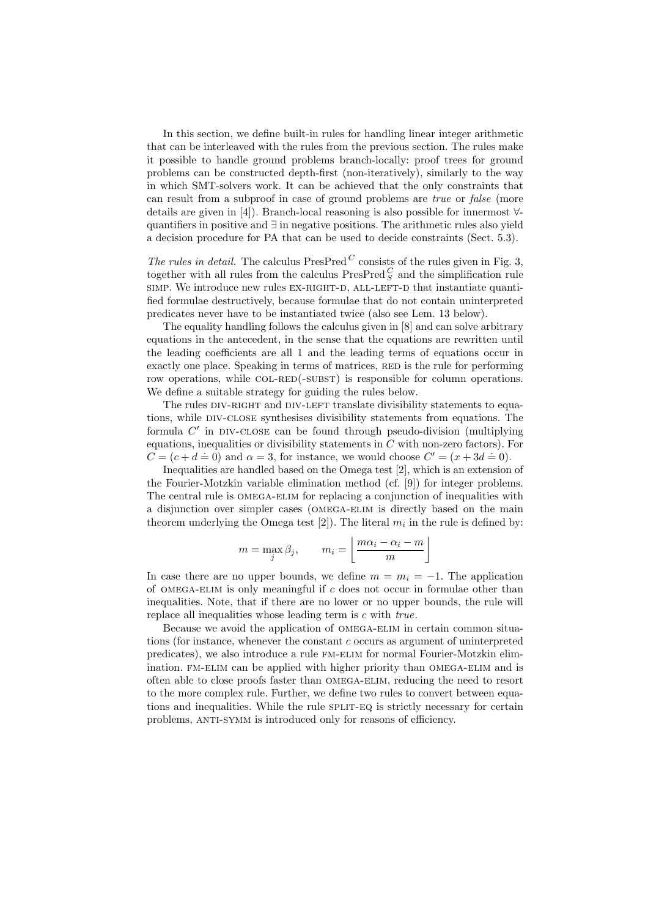In this section, we define built-in rules for handling linear integer arithmetic that can be interleaved with the rules from the previous section. The rules make it possible to handle ground problems branch-locally: proof trees for ground problems can be constructed depth-first (non-iteratively), similarly to the way in which SMT-solvers work. It can be achieved that the only constraints that can result from a subproof in case of ground problems are *true* or *false* (more details are given in [4]). Branch-local reasoning is also possible for innermost $\forall$-quantifiers in positive and $\exists$ in negative positions. The arithmetic rules also yield a decision procedure for PA that can be used to decide constraints (Sect. 5.3).

*The rules in detail.* The calculus $\mathrm{PresPred}^C$ consists of the rules given in Fig. 3, together with all rules from the calculus $\mathrm{PresPred}^C_S$ and the simplification rule SIMP. We introduce new rules EX-RIGHT-D, ALL-LEFT-D that instantiate quantified formulae destructively, because formulae that do not contain uninterpreted predicates never have to be instantiated twice (also see Lem. 13 below).

The equality handling follows the calculus given in [8] and can solve arbitrary equations in the antecedent, in the sense that the equations are rewritten until the leading coefficients are all 1 and the leading terms of equations occur in exactly one place. Speaking in terms of matrices, RED is the rule for performing row operations, while COL-RED(-SUBST) is responsible for column operations. We define a suitable strategy for guiding the rules below.

The rules DIV-RIGHT and DIV-LEFT translate divisibility statements to equations, while DIV-CLOSE synthesises divisibility statements from equations. The formula $C'$ in DIV-CLOSE can be found through pseudo-division (multiplying equations, inequalities or divisibility statements in $C$ with non-zero factors). For $C = (c + d \doteq 0)$ and $\alpha = 3$, for instance, we would choose $C' = (x + 3d \doteq 0)$.

Inequalities are handled based on the Omega test [2], which is an extension of the Fourier-Motzkin variable elimination method (cf. [9]) for integer problems. The central rule is OMEGA-ELIM for replacing a conjunction of inequalities with a disjunction over simpler cases (OMEGA-ELIM is directly based on the main theorem underlying the Omega test [2]). The literal $m_i$ in the rule is defined by:

$$m = \max_j \beta_j, \qquad m_i = \left\lfloor \frac{m\alpha_i - \alpha_i - m}{m} \right\rfloor$$

In case there are no upper bounds, we define $m = m_i = -1$. The application of OMEGA-ELIM is only meaningful if $c$ does not occur in formulae other than inequalities. Note, that if there are no lower or no upper bounds, the rule will replace all inequalities whose leading term is $c$ with *true*.

Because we avoid the application of OMEGA-ELIM in certain common situations (for instance, whenever the constant $c$ occurs as argument of uninterpreted predicates), we also introduce a rule FM-ELIM for normal Fourier-Motzkin elimination. FM-ELIM can be applied with higher priority than OMEGA-ELIM and is often able to close proofs faster than OMEGA-ELIM, reducing the need to resort to the more complex rule. Further, we define two rules to convert between equations and inequalities. While the rule SPLIT-EQ is strictly necessary for certain problems, ANTI-SYMM is introduced only for reasons of efficiency.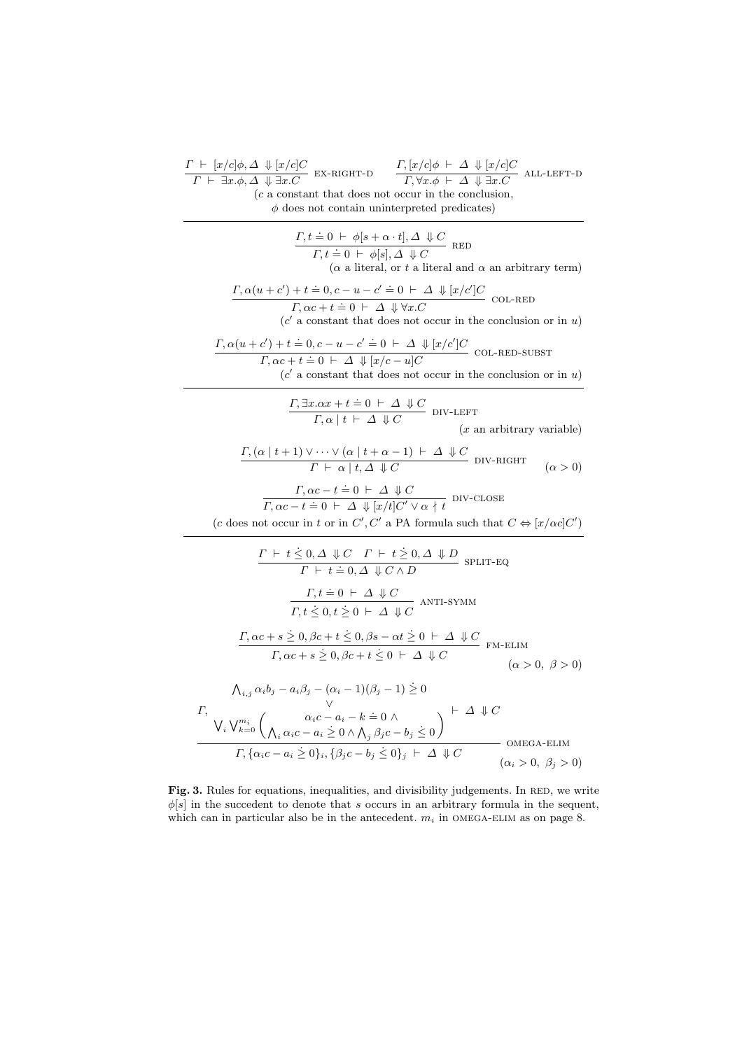$$\frac{\Gamma \vdash [x/c]\phi, \Delta \Downarrow [x/c]C}{\Gamma \vdash \exists x.\phi, \Delta \Downarrow \exists x.C} \text{ EX-RIGHT-D} \qquad \frac{\Gamma, [x/c]\phi \vdash \Delta \Downarrow [x/c]C}{\Gamma, \forall x.\phi \vdash \Delta \Downarrow \exists x.C} \text{ ALL-LEFT-D}$$

($c$ a constant that does not occur in the conclusion, $\phi$ does not contain uninterpreted predicates)

---

$$\frac{\Gamma, t \doteq 0 \vdash \phi[s + \alpha \cdot t], \Delta \Downarrow C}{\Gamma, t \doteq 0 \vdash \phi[s], \Delta \Downarrow C} \text{ RED}$$

($\alpha$ a literal, or $t$ a literal and $\alpha$ an arbitrary term)

$$\frac{\Gamma, \alpha(u + c') + t \doteq 0, c - u - c' \doteq 0 \vdash \Delta \Downarrow [x/c']C}{\Gamma, \alpha c + t \doteq 0 \vdash \Delta \Downarrow \forall x.C} \text{ COL-RED}$$

($c'$ a constant that does not occur in the conclusion or in $u$)

$$\frac{\Gamma, \alpha(u + c') + t \doteq 0, c - u - c' \doteq 0 \vdash \Delta \Downarrow [x/c']C}{\Gamma, \alpha c + t \doteq 0 \vdash \Delta \Downarrow [x/c - u]C} \text{ COL-RED-SUBST}$$

($c'$ a constant that does not occur in the conclusion or in $u$)

---

$$\frac{\Gamma, \exists x. \alpha x + t \doteq 0 \vdash \Delta \Downarrow C}{\Gamma, \alpha \mid t \vdash \Delta \Downarrow C} \text{ DIV-LEFT}$$

($x$ an arbitrary variable)

$$\frac{\Gamma, (\alpha \mid t + 1) \vee \cdots \vee (\alpha \mid t + \alpha - 1) \vdash \Delta \Downarrow C}{\Gamma \vdash \alpha \mid t, \Delta \Downarrow C} \text{ DIV-RIGHT} \qquad (\alpha > 0)$$

$$\frac{\Gamma, \alpha c - t \doteq 0 \vdash \Delta \Downarrow C}{\Gamma, \alpha c - t \doteq 0 \vdash \Delta \Downarrow [x/t]C' \vee \alpha \nmid t} \text{ DIV-CLOSE}$$

($c$ does not occur in $t$ or in $C'$, $C'$ a PA formula such that $C \Leftrightarrow [x/\alpha c]C'$)

---

$$\frac{\Gamma \vdash t \dot{\leq} 0, \Delta \Downarrow C \quad \Gamma \vdash t \dot{\geq} 0, \Delta \Downarrow D}{\Gamma \vdash t \doteq 0, \Delta \Downarrow C \wedge D} \text{ SPLIT-EQ}$$

$$\frac{\Gamma, t \doteq 0 \vdash \Delta \Downarrow C}{\Gamma, t \dot{\leq} 0, t \dot{\geq} 0 \vdash \Delta \Downarrow C} \text{ ANTI-SYMM}$$

$$\frac{\Gamma, \alpha c + s \dot{\geq} 0, \beta c + t \dot{\leq} 0, \beta s - \alpha t \dot{\geq} 0 \vdash \Delta \Downarrow C}{\Gamma, \alpha c + s \dot{\geq} 0, \beta c + t \dot{\leq} 0 \vdash \Delta \Downarrow C} \text{ FM-ELIM} \qquad (\alpha > 0,\ \beta > 0)$$

$$\frac{\Gamma, \begin{array}{c} \bigwedge_{i,j} \alpha_i b_j - a_i \beta_j - (\alpha_i - 1)(\beta_j - 1) \dot{\geq} 0 \\ \vee \\ \bigvee_i \bigvee_{k=0}^{m_i} \left( \begin{array}{c} \alpha_i c - a_i - k \doteq 0 \wedge \\ \bigwedge_i \alpha_i c - a_i \dot{\geq} 0 \wedge \bigwedge_j \beta_j c - b_j \dot{\leq} 0 \end{array} \right) \end{array} \vdash \Delta \Downarrow C}{\Gamma, \{\alpha_i c - a_i \dot{\geq} 0\}_i, \{\beta_j c - b_j \dot{\leq} 0\}_j \vdash \Delta \Downarrow C} \text{ OMEGA-ELIM} \qquad (\alpha_i > 0,\ \beta_j > 0)$$

**Fig. 3.** Rules for equations, inequalities, and divisibility judgements. In RED, we write $\phi[s]$ in the succedent to denote that $s$ occurs in an arbitrary formula in the sequent, which can in particular also be in the antecedent. $m_i$ in OMEGA-ELIM as on page 8.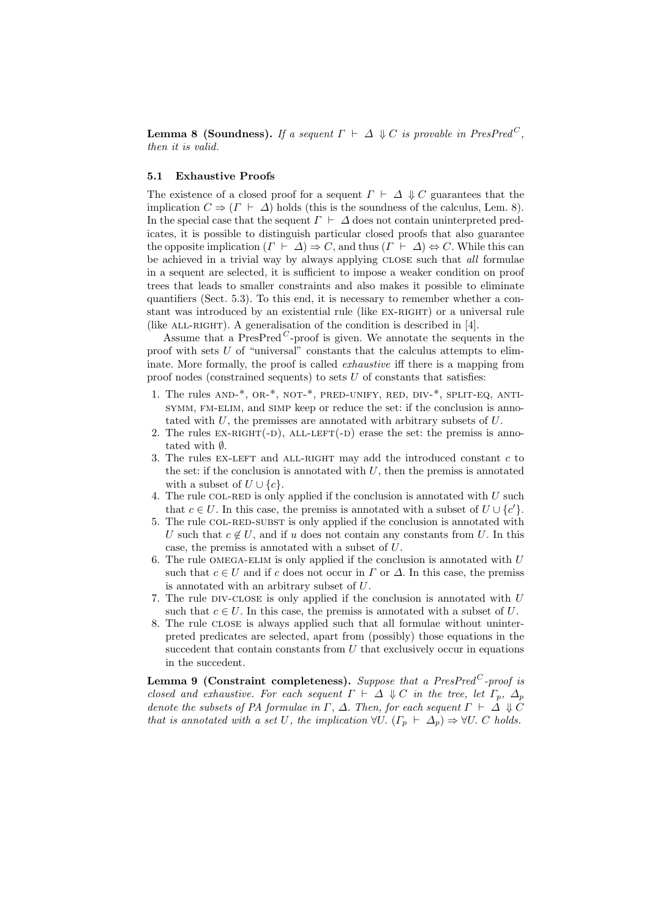**Lemma 8 (Soundness).** *If a sequent $\Gamma \vdash \Delta \Downarrow C$ is provable in PresPred$^C$, then it is valid.*

### 5.1 Exhaustive Proofs

The existence of a closed proof for a sequent $\Gamma \vdash \Delta \Downarrow C$ guarantees that the implication $C \Rightarrow (\Gamma \vdash \Delta)$ holds (this is the soundness of the calculus, Lem. 8). In the special case that the sequent $\Gamma \vdash \Delta$ does not contain uninterpreted predicates, it is possible to distinguish particular closed proofs that also guarantee the opposite implication $(\Gamma \vdash \Delta) \Rightarrow C$, and thus $(\Gamma \vdash \Delta) \Leftrightarrow C$. While this can be achieved in a trivial way by always applying CLOSE such that *all* formulae in a sequent are selected, it is sufficient to impose a weaker condition on proof trees that leads to smaller constraints and also makes it possible to eliminate quantifiers (Sect. 5.3). To this end, it is necessary to remember whether a constant was introduced by an existential rule (like EX-RIGHT) or a universal rule (like ALL-RIGHT). A generalisation of the condition is described in [4].

Assume that a PresPred$^C$-proof is given. We annotate the sequents in the proof with sets $U$ of "universal" constants that the calculus attempts to eliminate. More formally, the proof is called *exhaustive* iff there is a mapping from proof nodes (constrained sequents) to sets $U$ of constants that satisfies:

1. The rules AND-*, OR-*, NOT-*, PRED-UNIFY, RED, DIV-*, SPLIT-EQ, ANTI-SYMM, FM-ELIM, and SIMP keep or reduce the set: if the conclusion is annotated with $U$, the premisses are annotated with arbitrary subsets of $U$.
2. The rules EX-RIGHT(-D), ALL-LEFT(-D) erase the set: the premiss is annotated with $\emptyset$.
3. The rules EX-LEFT and ALL-RIGHT may add the introduced constant $c$ to the set: if the conclusion is annotated with $U$, then the premiss is annotated with a subset of $U \cup \{c\}$.
4. The rule COL-RED is only applied if the conclusion is annotated with $U$ such that $c \in U$. In this case, the premiss is annotated with a subset of $U \cup \{c'\}$.
5. The rule COL-RED-SUBST is only applied if the conclusion is annotated with $U$ such that $c \notin U$, and if $u$ does not contain any constants from $U$. In this case, the premiss is annotated with a subset of $U$.
6. The rule OMEGA-ELIM is only applied if the conclusion is annotated with $U$ such that $c \in U$ and if $c$ does not occur in $\Gamma$ or $\Delta$. In this case, the premiss is annotated with an arbitrary subset of $U$.
7. The rule DIV-CLOSE is only applied if the conclusion is annotated with $U$ such that $c \in U$. In this case, the premiss is annotated with a subset of $U$.
8. The rule CLOSE is always applied such that all formulae without uninterpreted predicates are selected, apart from (possibly) those equations in the succedent that contain constants from $U$ that exclusively occur in equations in the succedent.

**Lemma 9 (Constraint completeness).** *Suppose that a PresPred$^C$-proof is closed and exhaustive. For each sequent $\Gamma \vdash \Delta \Downarrow C$ in the tree, let $\Gamma_p$, $\Delta_p$ denote the subsets of PA formulae in $\Gamma$, $\Delta$. Then, for each sequent $\Gamma \vdash \Delta \Downarrow C$ that is annotated with a set $U$, the implication $\forall U. \, (\Gamma_p \vdash \Delta_p) \Rightarrow \forall U. \, C$ holds.*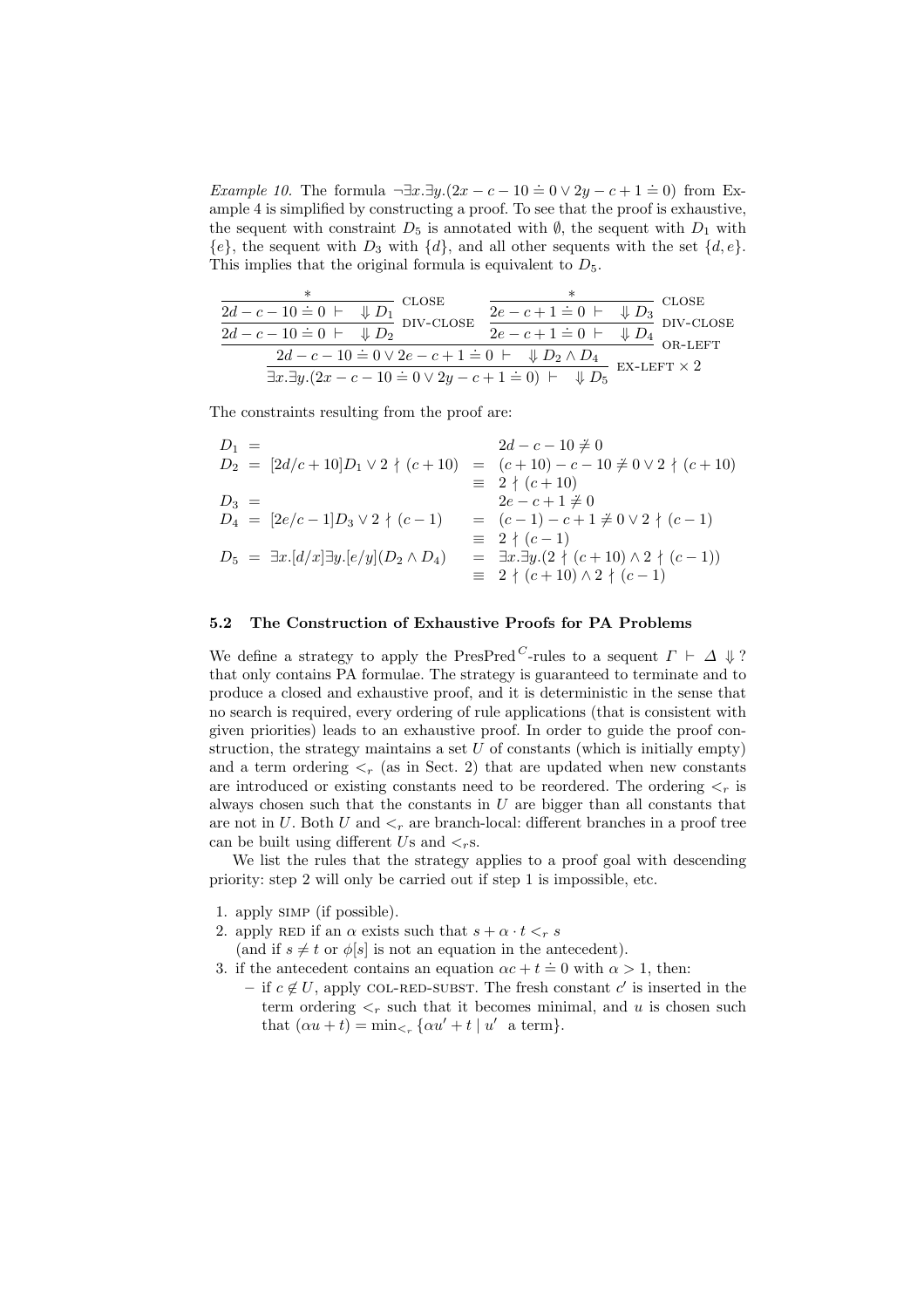*Example 10.* The formula $\neg\exists x.\exists y.(2x - c - 10 \doteq 0 \vee 2y - c + 1 \doteq 0)$ from Example 4 is simplified by constructing a proof. To see that the proof is exhaustive, the sequent with constraint $D_5$ is annotated with $\emptyset$, the sequent with $D_1$ with $\{e\}$, the sequent with $D_3$ with $\{d\}$, and all other sequents with the set $\{d, e\}$. This implies that the original formula is equivalent to $D_5$.

$$
\dfrac{\dfrac{\dfrac{\dfrac{*}{2d - c - 10 \doteq 0 \ \vdash \ \Downarrow D_1}\ \text{CLOSE}}{2d - c - 10 \doteq 0 \ \vdash \ \Downarrow D_2}\ \text{DIV-CLOSE} \qquad \dfrac{\dfrac{*}{2e - c + 1 \doteq 0 \ \vdash \ \Downarrow D_3}\ \text{CLOSE}}{2e - c + 1 \doteq 0 \ \vdash \ \Downarrow D_4}\ \text{DIV-CLOSE}}{2d - c - 10 \doteq 0 \vee 2e - c + 1 \doteq 0 \ \vdash \ \Downarrow D_2 \wedge D_4}\ \text{OR-LEFT}}{\exists x.\exists y.(2x - c - 10 \doteq 0 \vee 2y - c + 1 \doteq 0) \ \vdash \ \Downarrow D_5}\ \text{EX-LEFT} \times 2
$$

The constraints resulting from the proof are:

$$
\begin{array}{rcll}
D_1 & = & & 2d - c - 10 \not\doteq 0 \\
D_2 & = & [2d/c + 10]D_1 \vee 2 \nmid (c + 10) & = \ (c + 10) - c - 10 \not\doteq 0 \vee 2 \nmid (c + 10) \\
 & & & \equiv \ 2 \nmid (c + 10) \\
D_3 & = & & 2e - c + 1 \not\doteq 0 \\
D_4 & = & [2e/c - 1]D_3 \vee 2 \nmid (c - 1) & = \ (c - 1) - c + 1 \not\doteq 0 \vee 2 \nmid (c - 1) \\
 & & & \equiv \ 2 \nmid (c - 1) \\
D_5 & = & \exists x.[d/x]\exists y.[e/y](D_2 \wedge D_4) & = \ \exists x.\exists y.(2 \nmid (c + 10) \wedge 2 \nmid (c - 1)) \\
 & & & \equiv \ 2 \nmid (c + 10) \wedge 2 \nmid (c - 1)
\end{array}
$$

### 5.2 The Construction of Exhaustive Proofs for PA Problems

We define a strategy to apply the $\text{PresPred}^C$-rules to a sequent $\Gamma \vdash \Delta \Downarrow ?$ that only contains PA formulae. The strategy is guaranteed to terminate and to produce a closed and exhaustive proof, and it is deterministic in the sense that no search is required, every ordering of rule applications (that is consistent with given priorities) leads to an exhaustive proof. In order to guide the proof construction, the strategy maintains a set $U$ of constants (which is initially empty) and a term ordering $<_r$ (as in Sect. 2) that are updated when new constants are introduced or existing constants need to be reordered. The ordering $<_r$ is always chosen such that the constants in $U$ are bigger than all constants that are not in $U$. Both $U$ and $<_r$ are branch-local: different branches in a proof tree can be built using different $U$s and $<_r$s.

We list the rules that the strategy applies to a proof goal with descending priority: step 2 will only be carried out if step 1 is impossible, etc.

1. apply SIMP (if possible).
2. apply RED if an $\alpha$ exists such that $s + \alpha \cdot t <_r s$
   (and if $s \neq t$ or $\phi[s]$ is not an equation in the antecedent).
3. if the antecedent contains an equation $\alpha c + t \doteq 0$ with $\alpha > 1$, then:
   - if $c \notin U$, apply COL-RED-SUBST. The fresh constant $c'$ is inserted in the term ordering $<_r$ such that it becomes minimal, and $u$ is chosen such that $(\alpha u + t) = \min_{<_r} \{\alpha u' + t \mid u' \text{ a term}\}$.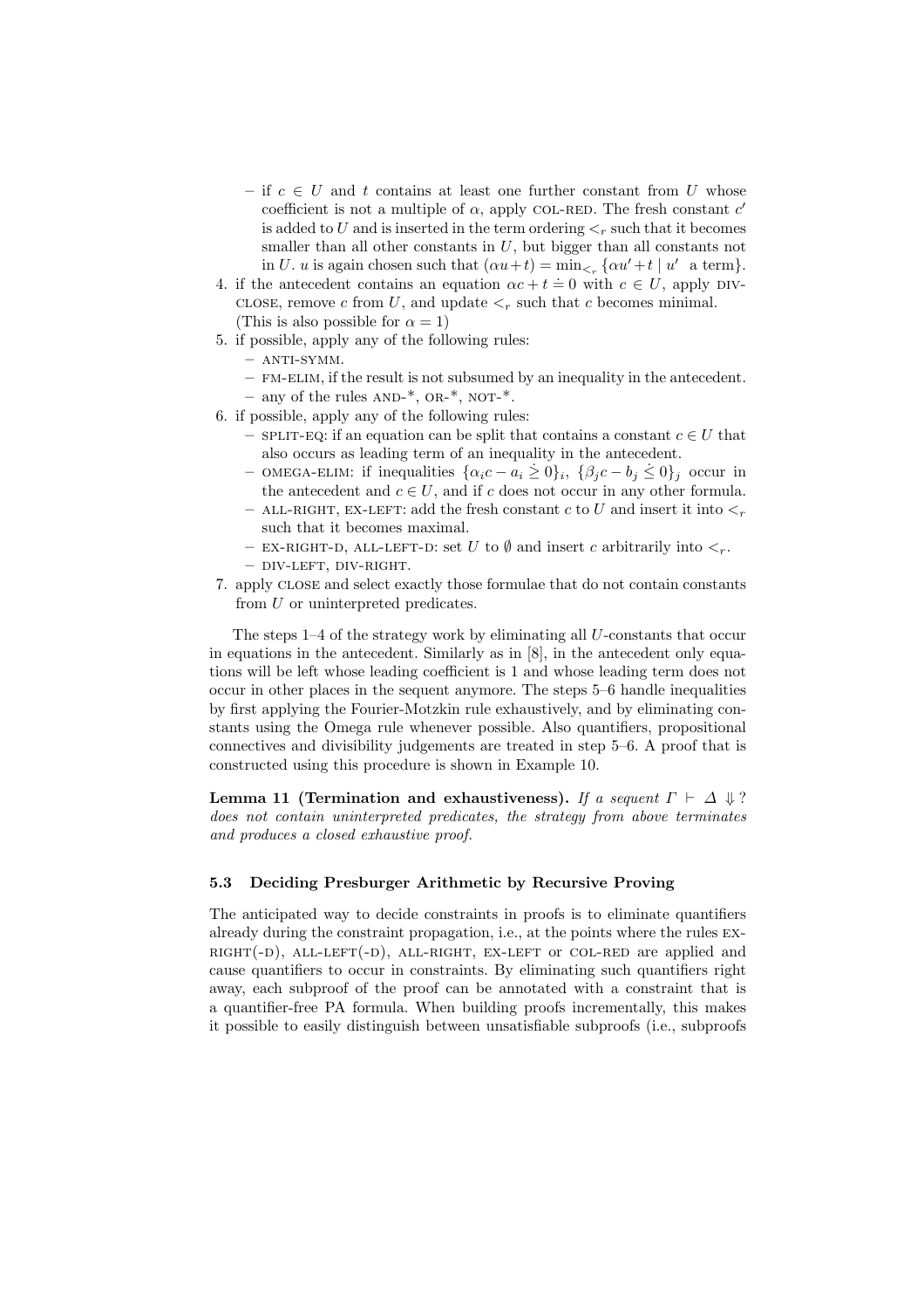- if $c \in U$ and $t$ contains at least one further constant from $U$ whose coefficient is not a multiple of $\alpha$, apply COL-RED. The fresh constant $c'$ is added to $U$ and is inserted in the term ordering $<_r$ such that it becomes smaller than all other constants in $U$, but bigger than all constants not in $U$. $u$ is again chosen such that $(\alpha u + t) = \min_{<_r} \{\alpha u' + t \mid u' \text{ a term}\}$.
4. if the antecedent contains an equation $\alpha c + t \doteq 0$ with $c \in U$, apply DIV-CLOSE, remove $c$ from $U$, and update $<_r$ such that $c$ becomes minimal. (This is also possible for $\alpha = 1$)
5. if possible, apply any of the following rules:
   - ANTI-SYMM.
   - FM-ELIM, if the result is not subsumed by an inequality in the antecedent.
   - any of the rules AND-*, OR-*, NOT-*.
6. if possible, apply any of the following rules:
   - SPLIT-EQ: if an equation can be split that contains a constant $c \in U$ that also occurs as leading term of an inequality in the antecedent.
   - OMEGA-ELIM: if inequalities $\{\alpha_i c - a_i \dot{\geq} 0\}_i$, $\{\beta_j c - b_j \dot{\leq} 0\}_j$ occur in the antecedent and $c \in U$, and if $c$ does not occur in any other formula.
   - ALL-RIGHT, EX-LEFT: add the fresh constant $c$ to $U$ and insert it into $<_r$ such that it becomes maximal.
   - EX-RIGHT-D, ALL-LEFT-D: set $U$ to $\emptyset$ and insert $c$ arbitrarily into $<_r$.
   - DIV-LEFT, DIV-RIGHT.
7. apply CLOSE and select exactly those formulae that do not contain constants from $U$ or uninterpreted predicates.

The steps 1–4 of the strategy work by eliminating all $U$-constants that occur in equations in the antecedent. Similarly as in [8], in the antecedent only equations will be left whose leading coefficient is 1 and whose leading term does not occur in other places in the sequent anymore. The steps 5–6 handle inequalities by first applying the Fourier-Motzkin rule exhaustively, and by eliminating constants using the Omega rule whenever possible. Also quantifiers, propositional connectives and divisibility judgements are treated in step 5–6. A proof that is constructed using this procedure is shown in Example 10.

**Lemma 11 (Termination and exhaustiveness).** *If a sequent $\Gamma \vdash \Delta \Downarrow ?$ does not contain uninterpreted predicates, the strategy from above terminates and produces a closed exhaustive proof.*

### 5.3 Deciding Presburger Arithmetic by Recursive Proving

The anticipated way to decide constraints in proofs is to eliminate quantifiers already during the constraint propagation, i.e., at the points where the rules EX-RIGHT(-D), ALL-LEFT(-D), ALL-RIGHT, EX-LEFT or COL-RED are applied and cause quantifiers to occur in constraints. By eliminating such quantifiers right away, each subproof of the proof can be annotated with a constraint that is a quantifier-free PA formula. When building proofs incrementally, this makes it possible to easily distinguish between unsatisfiable subproofs (i.e., subproofs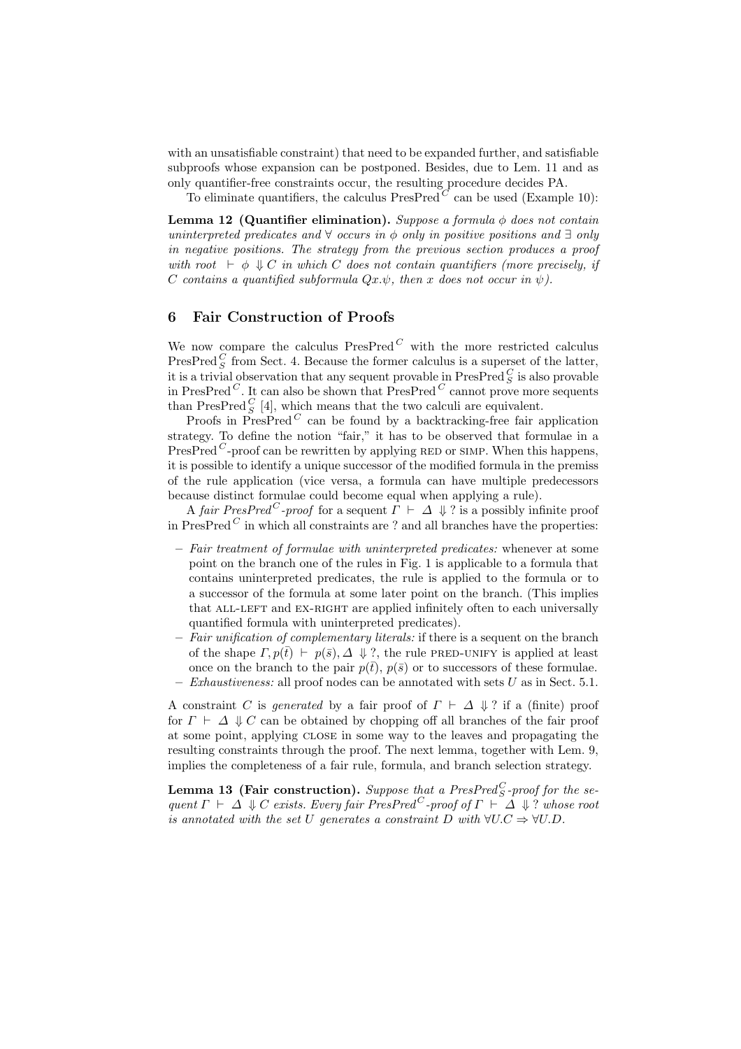with an unsatisfiable constraint) that need to be expanded further, and satisfiable subproofs whose expansion can be postponed. Besides, due to Lem. 11 and as only quantifier-free constraints occur, the resulting procedure decides PA.

To eliminate quantifiers, the calculus $\text{PresPred}^C$ can be used (Example 10):

**Lemma 12 (Quantifier elimination).** *Suppose a formula $\phi$ does not contain uninterpreted predicates and $\forall$ occurs in $\phi$ only in positive positions and $\exists$ only in negative positions. The strategy from the previous section produces a proof with root $\vdash \phi \Downarrow C$ in which $C$ does not contain quantifiers (more precisely, if $C$ contains a quantified subformula $Qx.\psi$, then $x$ does not occur in $\psi$).*

## 6 Fair Construction of Proofs

We now compare the calculus $\text{PresPred}^C$ with the more restricted calculus $\text{PresPred}^C_S$ from Sect. 4. Because the former calculus is a superset of the latter, it is a trivial observation that any sequent provable in $\text{PresPred}^C_S$ is also provable in $\text{PresPred}^C$. It can also be shown that $\text{PresPred}^C$ cannot prove more sequents than $\text{PresPred}^C_S$ [4], which means that the two calculi are equivalent.

Proofs in $\text{PresPred}^C$ can be found by a backtracking-free fair application strategy. To define the notion "fair," it has to be observed that formulae in a $\text{PresPred}^C$-proof can be rewritten by applying RED or SIMP. When this happens, it is possible to identify a unique successor of the modified formula in the premiss of the rule application (vice versa, a formula can have multiple predecessors because distinct formulae could become equal when applying a rule).

A *fair $\text{PresPred}^C$-proof* for a sequent $\Gamma \vdash \Delta \Downarrow ?$ is a possibly infinite proof in $\text{PresPred}^C$ in which all constraints are ? and all branches have the properties:

- *Fair treatment of formulae with uninterpreted predicates:* whenever at some point on the branch one of the rules in Fig. 1 is applicable to a formula that contains uninterpreted predicates, the rule is applied to the formula or to a successor of the formula at some later point on the branch. (This implies that ALL-LEFT and EX-RIGHT are applied infinitely often to each universally quantified formula with uninterpreted predicates).
- *Fair unification of complementary literals:* if there is a sequent on the branch of the shape $\Gamma, p(\bar{t}) \vdash p(\bar{s}), \Delta \Downarrow ?$, the rule PRED-UNIFY is applied at least once on the branch to the pair $p(\bar{t})$, $p(\bar{s})$ or to successors of these formulae.
- *Exhaustiveness:* all proof nodes can be annotated with sets $U$ as in Sect. 5.1.

A constraint $C$ is *generated* by a fair proof of $\Gamma \vdash \Delta \Downarrow ?$ if a (finite) proof for $\Gamma \vdash \Delta \Downarrow C$ can be obtained by chopping off all branches of the fair proof at some point, applying CLOSE in some way to the leaves and propagating the resulting constraints through the proof. The next lemma, together with Lem. 9, implies the completeness of a fair rule, formula, and branch selection strategy.

**Lemma 13 (Fair construction).** *Suppose that a $\text{PresPred}^C_S$-proof for the sequent $\Gamma \vdash \Delta \Downarrow C$ exists. Every fair $\text{PresPred}^C$-proof of $\Gamma \vdash \Delta \Downarrow ?$ whose root is annotated with the set $U$ generates a constraint $D$ with $\forall U.C \Rightarrow \forall U.D$.*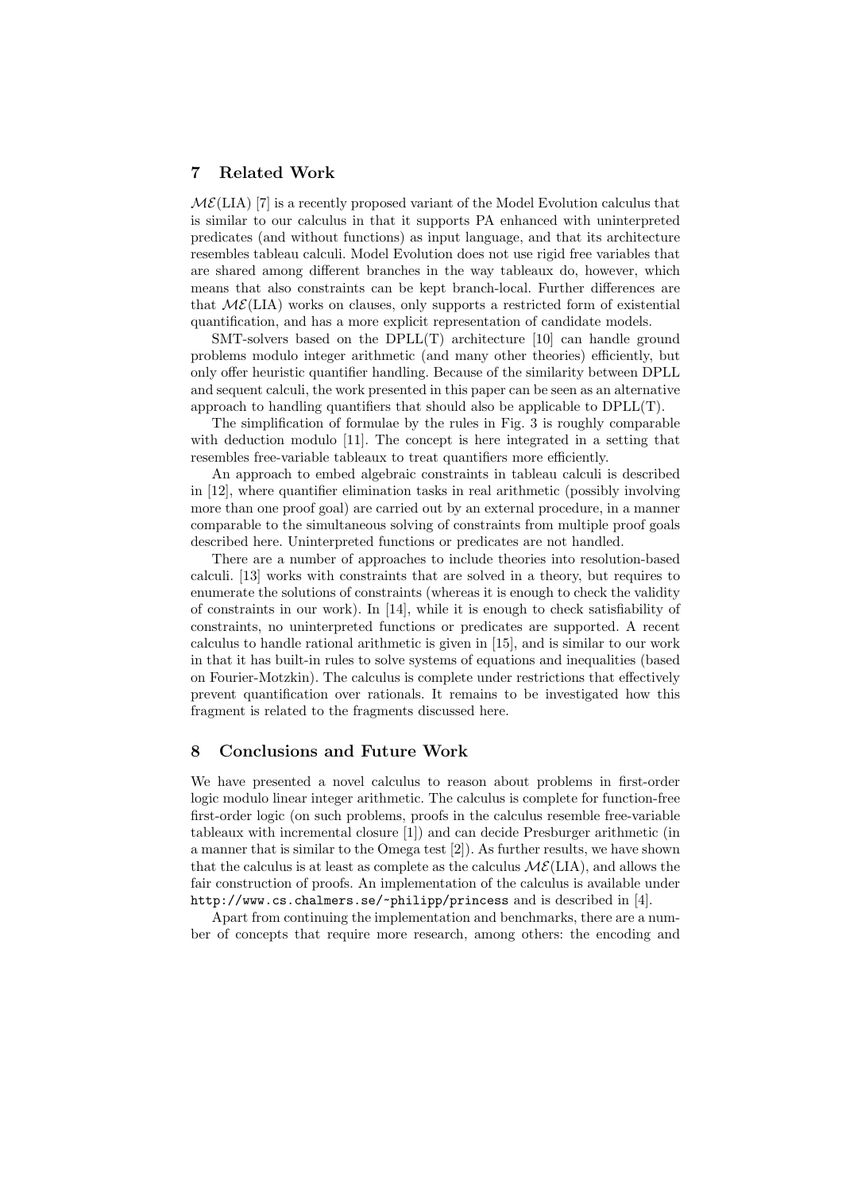## 7 Related Work

$\mathcal{ME}$(LIA) [7] is a recently proposed variant of the Model Evolution calculus that is similar to our calculus in that it supports PA enhanced with uninterpreted predicates (and without functions) as input language, and that its architecture resembles tableau calculi. Model Evolution does not use rigid free variables that are shared among different branches in the way tableaux do, however, which means that also constraints can be kept branch-local. Further differences are that $\mathcal{ME}$(LIA) works on clauses, only supports a restricted form of existential quantification, and has a more explicit representation of candidate models.

SMT-solvers based on the DPLL(T) architecture [10] can handle ground problems modulo integer arithmetic (and many other theories) efficiently, but only offer heuristic quantifier handling. Because of the similarity between DPLL and sequent calculi, the work presented in this paper can be seen as an alternative approach to handling quantifiers that should also be applicable to DPLL(T).

The simplification of formulae by the rules in Fig. 3 is roughly comparable with deduction modulo [11]. The concept is here integrated in a setting that resembles free-variable tableaux to treat quantifiers more efficiently.

An approach to embed algebraic constraints in tableau calculi is described in [12], where quantifier elimination tasks in real arithmetic (possibly involving more than one proof goal) are carried out by an external procedure, in a manner comparable to the simultaneous solving of constraints from multiple proof goals described here. Uninterpreted functions or predicates are not handled.

There are a number of approaches to include theories into resolution-based calculi. [13] works with constraints that are solved in a theory, but requires to enumerate the solutions of constraints (whereas it is enough to check the validity of constraints in our work). In [14], while it is enough to check satisfiability of constraints, no uninterpreted functions or predicates are supported. A recent calculus to handle rational arithmetic is given in [15], and is similar to our work in that it has built-in rules to solve systems of equations and inequalities (based on Fourier-Motzkin). The calculus is complete under restrictions that effectively prevent quantification over rationals. It remains to be investigated how this fragment is related to the fragments discussed here.

## 8 Conclusions and Future Work

We have presented a novel calculus to reason about problems in first-order logic modulo linear integer arithmetic. The calculus is complete for function-free first-order logic (on such problems, proofs in the calculus resemble free-variable tableaux with incremental closure [1]) and can decide Presburger arithmetic (in a manner that is similar to the Omega test [2]). As further results, we have shown that the calculus is at least as complete as the calculus $\mathcal{ME}$(LIA), and allows the fair construction of proofs. An implementation of the calculus is available under `http://www.cs.chalmers.se/~philipp/princess` and is described in [4].

Apart from continuing the implementation and benchmarks, there are a number of concepts that require more research, among others: the encoding and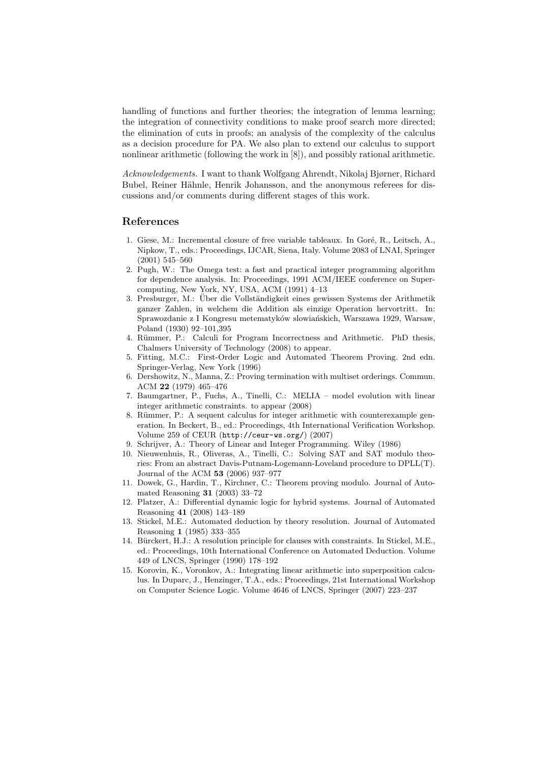handling of functions and further theories; the integration of lemma learning; the integration of connectivity conditions to make proof search more directed; the elimination of cuts in proofs; an analysis of the complexity of the calculus as a decision procedure for PA. We also plan to extend our calculus to support nonlinear arithmetic (following the work in [8]), and possibly rational arithmetic.

*Acknowledgements.* I want to thank Wolfgang Ahrendt, Nikolaj Bjørner, Richard Bubel, Reiner Hähnle, Henrik Johansson, and the anonymous referees for discussions and/or comments during different stages of this work.

## References

1. Giese, M.: Incremental closure of free variable tableaux. In Goré, R., Leitsch, A., Nipkow, T., eds.: Proceedings, IJCAR, Siena, Italy. Volume 2083 of LNAI, Springer (2001) 545–560
2. Pugh, W.: The Omega test: a fast and practical integer programming algorithm for dependence analysis. In: Proceedings, 1991 ACM/IEEE conference on Supercomputing, New York, NY, USA, ACM (1991) 4–13
3. Presburger, M.: Über die Vollständigkeit eines gewissen Systems der Arithmetik ganzer Zahlen, in welchem die Addition als einzige Operation hervortritt. In: Sprawozdanie z I Kongresu metematyków slowiańskich, Warszawa 1929, Warsaw, Poland (1930) 92–101,395
4. Rümmer, P.: Calculi for Program Incorrectness and Arithmetic. PhD thesis, Chalmers University of Technology (2008) to appear.
5. Fitting, M.C.: First-Order Logic and Automated Theorem Proving. 2nd edn. Springer-Verlag, New York (1996)
6. Dershowitz, N., Manna, Z.: Proving termination with multiset orderings. Commun. ACM **22** (1979) 465–476
7. Baumgartner, P., Fuchs, A., Tinelli, C.: MELIA – model evolution with linear integer arithmetic constraints. to appear (2008)
8. Rümmer, P.: A sequent calculus for integer arithmetic with counterexample generation. In Beckert, B., ed.: Proceedings, 4th International Verification Workshop. Volume 259 of CEUR (`http://ceur-ws.org/`) (2007)
9. Schrijver, A.: Theory of Linear and Integer Programming. Wiley (1986)
10. Nieuwenhuis, R., Oliveras, A., Tinelli, C.: Solving SAT and SAT modulo theories: From an abstract Davis-Putnam-Logemann-Loveland procedure to DPLL(T). Journal of the ACM **53** (2006) 937–977
11. Dowek, G., Hardin, T., Kirchner, C.: Theorem proving modulo. Journal of Automated Reasoning **31** (2003) 33–72
12. Platzer, A.: Differential dynamic logic for hybrid systems. Journal of Automated Reasoning **41** (2008) 143–189
13. Stickel, M.E.: Automated deduction by theory resolution. Journal of Automated Reasoning **1** (1985) 333–355
14. Bürckert, H.J.: A resolution principle for clauses with constraints. In Stickel, M.E., ed.: Proceedings, 10th International Conference on Automated Deduction. Volume 449 of LNCS, Springer (1990) 178–192
15. Korovin, K., Voronkov, A.: Integrating linear arithmetic into superposition calculus. In Duparc, J., Henzinger, T.A., eds.: Proceedings, 21st International Workshop on Computer Science Logic. Volume 4646 of LNCS, Springer (2007) 223–237